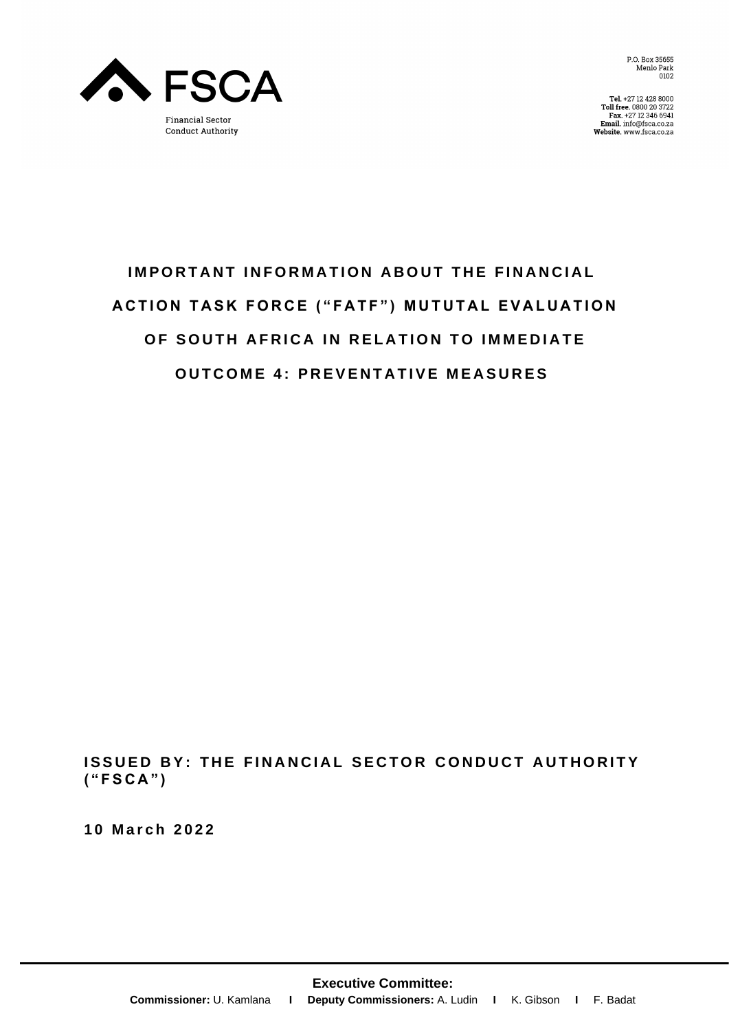FSCA

Financial Sector Conduct Authority

P.O. Box 35655
Menlo Park
0102

**Tel.** +27 12 428 8000
**Toll free.** 0800 20 3722
**Fax.** +27 12 346 6941
**Email.** info@fsca.co.za
**Website.** www.fsca.co.za

# IMPORTANT INFORMATION ABOUT THE FINANCIAL ACTION TASK FORCE ("FATF") MUTUTAL EVALUATION OF SOUTH AFRICA IN RELATION TO IMMEDIATE OUTCOME 4: PREVENTATIVE MEASURES

**ISSUED BY: THE FINANCIAL SECTOR CONDUCT AUTHORITY ("FSCA")**

**10 March 2022**

**Executive Committee:**
**Commissioner:** U. Kamlana **I** **Deputy Commissioners:** A. Ludin **I** K. Gibson **I** F. Badat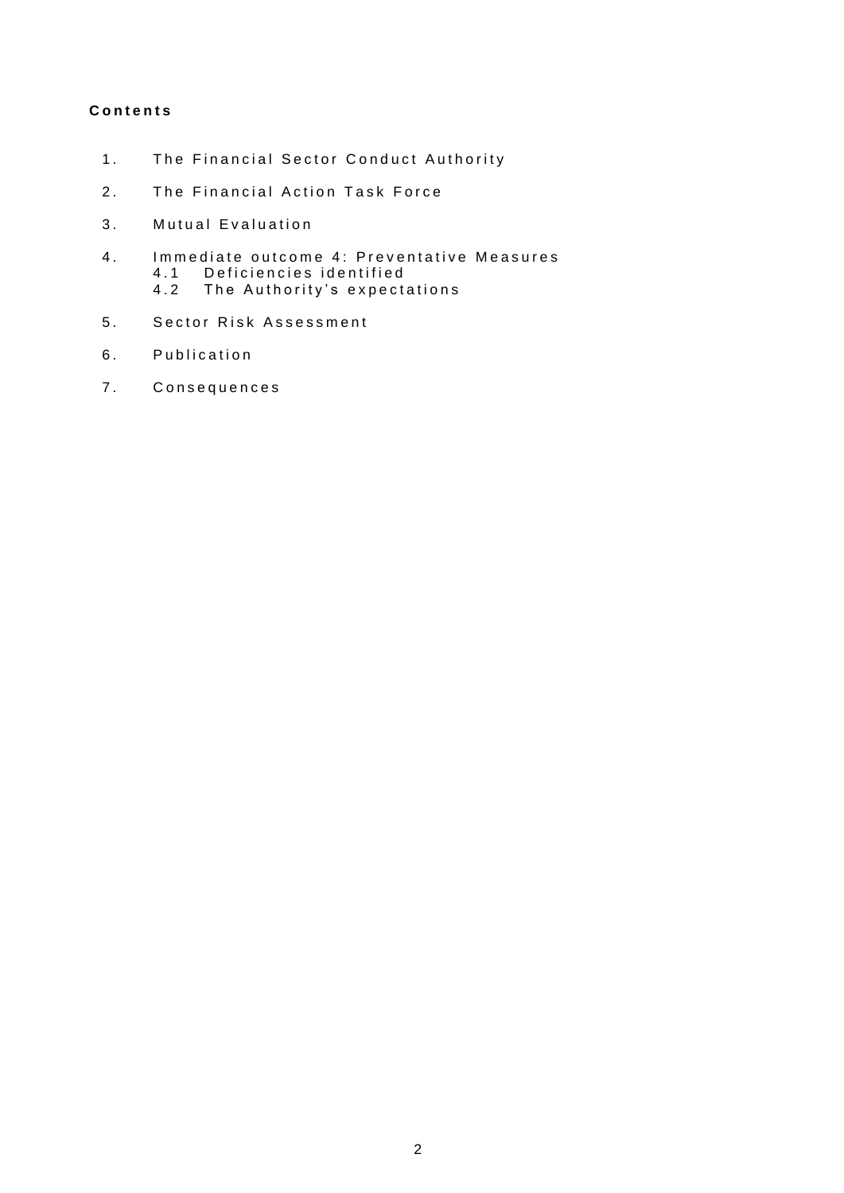**Contents**

1. The Financial Sector Conduct Authority
2. The Financial Action Task Force
3. Mutual Evaluation
4. Immediate outcome 4: Preventative Measures
   - 4.1 Deficiencies identified
   - 4.2 The Authority's expectations
5. Sector Risk Assessment
6. Publication
7. Consequences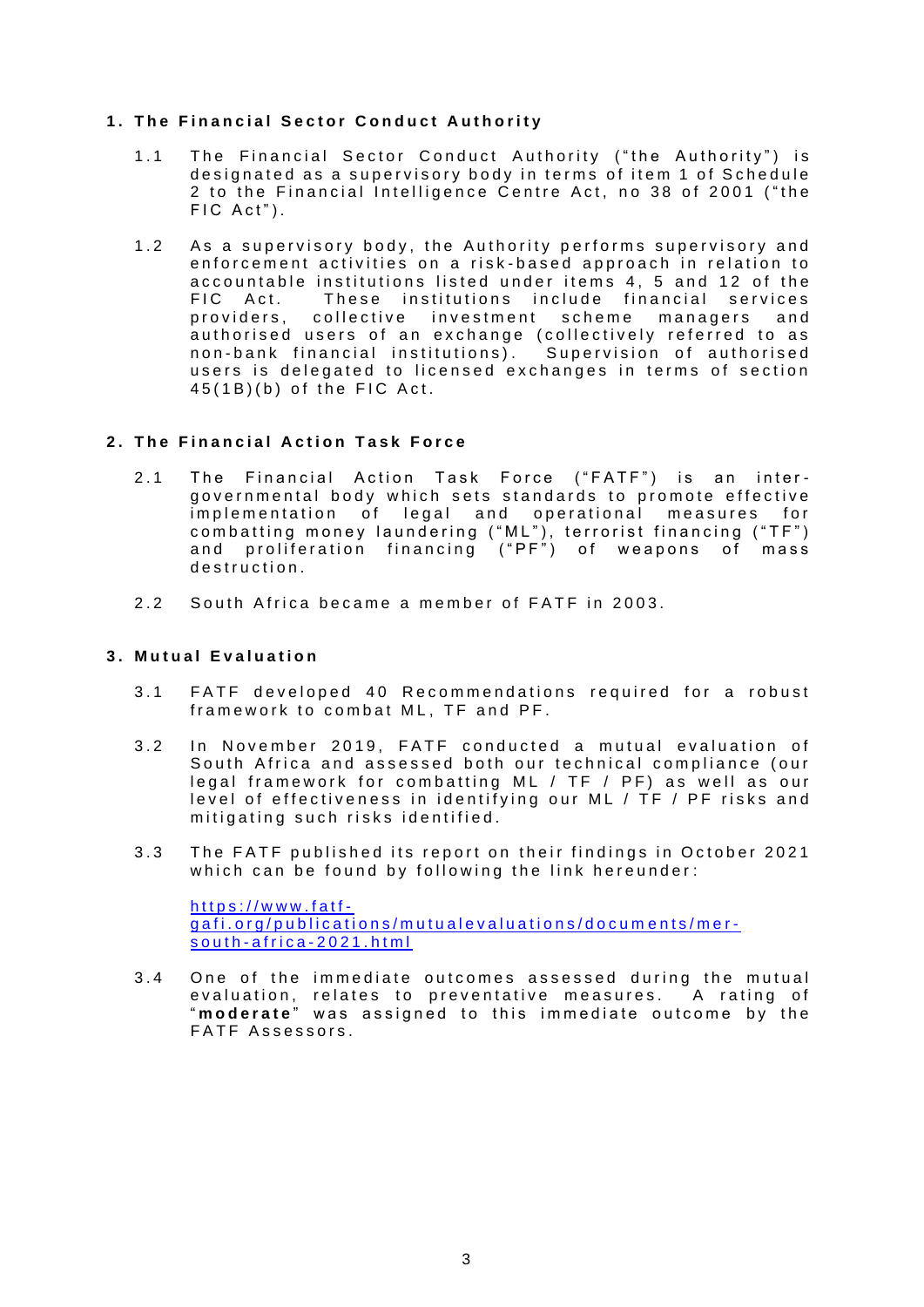## 1. The Financial Sector Conduct Authority

1.1 The Financial Sector Conduct Authority ("the Authority") is designated as a supervisory body in terms of item 1 of Schedule 2 to the Financial Intelligence Centre Act, no 38 of 2001 ("the FIC Act").

1.2 As a supervisory body, the Authority performs supervisory and enforcement activities on a risk-based approach in relation to accountable institutions listed under items 4, 5 and 12 of the FIC Act. These institutions include financial services providers, collective investment scheme managers and authorised users of an exchange (collectively referred to as non-bank financial institutions). Supervision of authorised users is delegated to licensed exchanges in terms of section 45(1B)(b) of the FIC Act.

## 2. The Financial Action Task Force

2.1 The Financial Action Task Force ("FATF") is an inter-governmental body which sets standards to promote effective implementation of legal and operational measures for combatting money laundering ("ML"), terrorist financing ("TF") and proliferation financing ("PF") of weapons of mass destruction.

2.2 South Africa became a member of FATF in 2003.

## 3. Mutual Evaluation

3.1 FATF developed 40 Recommendations required for a robust framework to combat ML, TF and PF.

3.2 In November 2019, FATF conducted a mutual evaluation of South Africa and assessed both our technical compliance (our legal framework for combatting ML / TF / PF) as well as our level of effectiveness in identifying our ML / TF / PF risks and mitigating such risks identified.

3.3 The FATF published its report on their findings in October 2021 which can be found by following the link hereunder:

[https://www.fatf-gafi.org/publications/mutualevaluations/documents/mer-south-africa-2021.html](https://www.fatf-gafi.org/publications/mutualevaluations/documents/mer-south-africa-2021.html)

3.4 One of the immediate outcomes assessed during the mutual evaluation, relates to preventative measures. A rating of "**moderate**" was assigned to this immediate outcome by the FATF Assessors.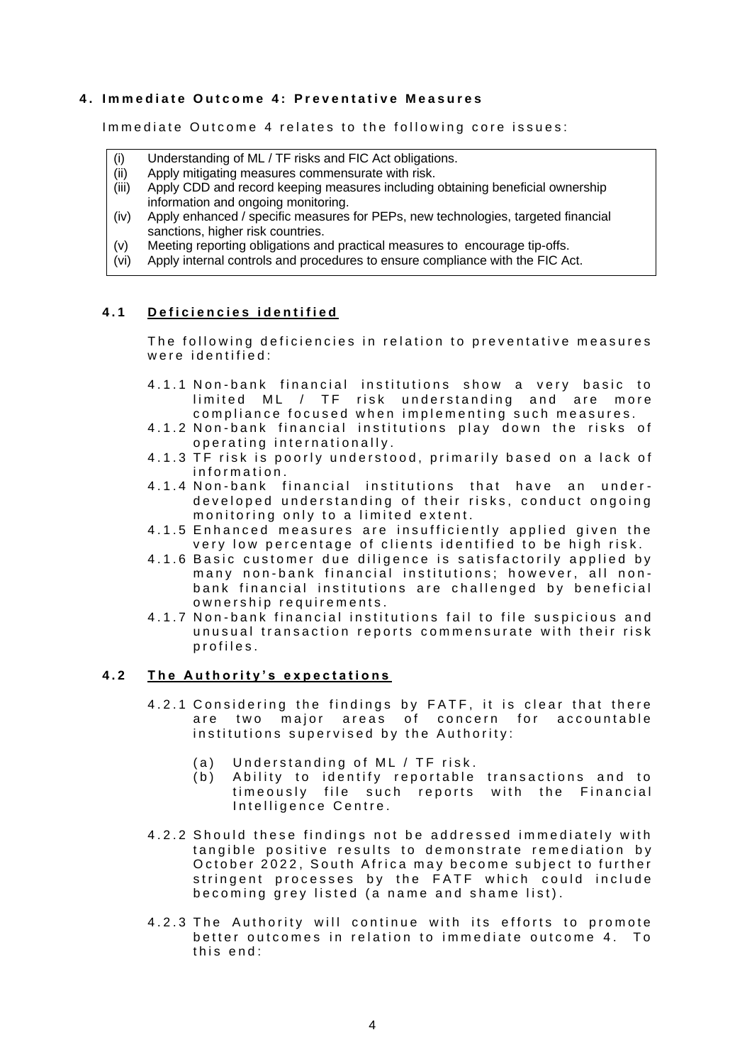## 4. Immediate Outcome 4: Preventative Measures

Immediate Outcome 4 relates to the following core issues:

- (i) Understanding of ML / TF risks and FIC Act obligations.
- (ii) Apply mitigating measures commensurate with risk.
- (iii) Apply CDD and record keeping measures including obtaining beneficial ownership information and ongoing monitoring.
- (iv) Apply enhanced / specific measures for PEPs, new technologies, targeted financial sanctions, higher risk countries.
- (v) Meeting reporting obligations and practical measures to encourage tip-offs.
- (vi) Apply internal controls and procedures to ensure compliance with the FIC Act.

### 4.1 Deficiencies identified

The following deficiencies in relation to preventative measures were identified:

4.1.1 Non-bank financial institutions show a very basic to limited ML / TF risk understanding and are more compliance focused when implementing such measures.

4.1.2 Non-bank financial institutions play down the risks of operating internationally.

4.1.3 TF risk is poorly understood, primarily based on a lack of information.

4.1.4 Non-bank financial institutions that have an under-developed understanding of their risks, conduct ongoing monitoring only to a limited extent.

4.1.5 Enhanced measures are insufficiently applied given the very low percentage of clients identified to be high risk.

4.1.6 Basic customer due diligence is satisfactorily applied by many non-bank financial institutions; however, all non-bank financial institutions are challenged by beneficial ownership requirements.

4.1.7 Non-bank financial institutions fail to file suspicious and unusual transaction reports commensurate with their risk profiles.

### 4.2 The Authority's expectations

4.2.1 Considering the findings by FATF, it is clear that there are two major areas of concern for accountable institutions supervised by the Authority:

(a) Understanding of ML / TF risk.

(b) Ability to identify reportable transactions and to timeously file such reports with the Financial Intelligence Centre.

4.2.2 Should these findings not be addressed immediately with tangible positive results to demonstrate remediation by October 2022, South Africa may become subject to further stringent processes by the FATF which could include becoming grey listed (a name and shame list).

4.2.3 The Authority will continue with its efforts to promote better outcomes in relation to immediate outcome 4. To this end: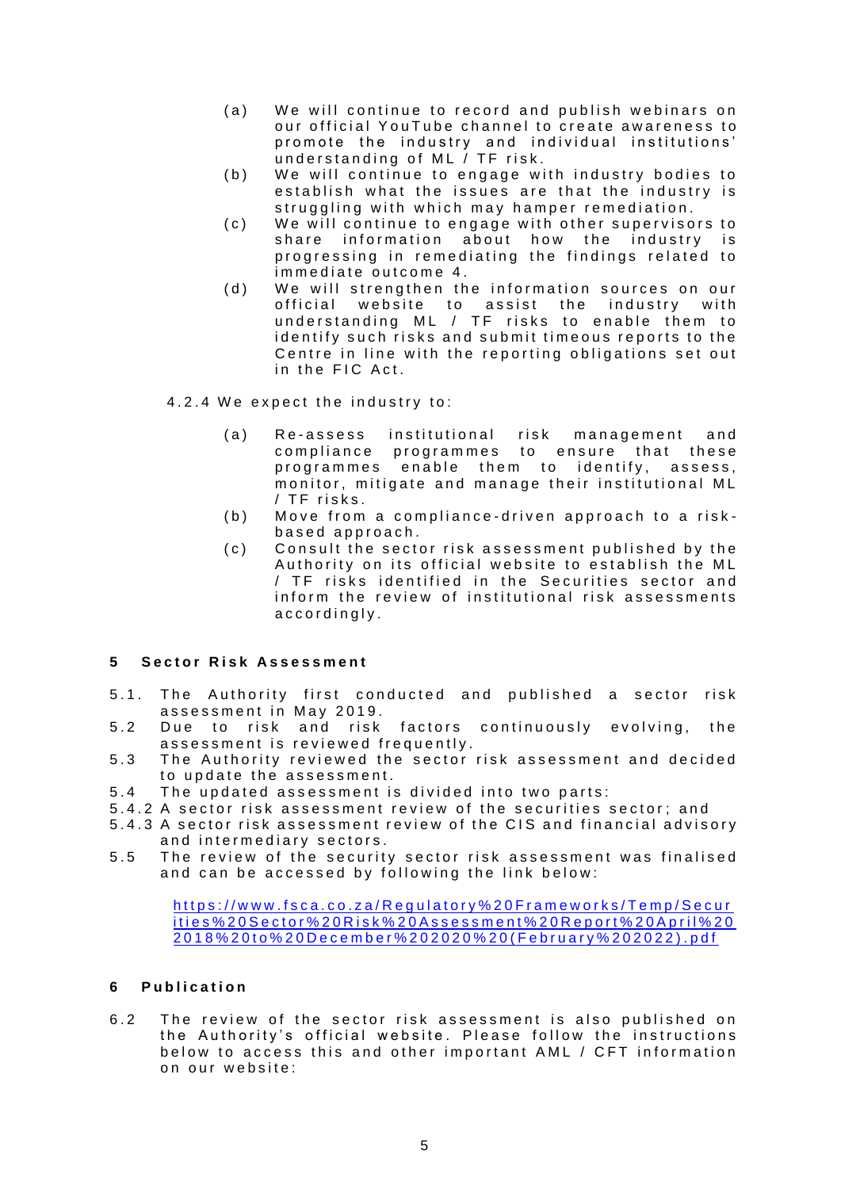(a) We will continue to record and publish webinars on our official YouTube channel to create awareness to promote the industry and individual institutions' understanding of ML / TF risk.

(b) We will continue to engage with industry bodies to establish what the issues are that the industry is struggling with which may hamper remediation.

(c) We will continue to engage with other supervisors to share information about how the industry is progressing in remediating the findings related to immediate outcome 4.

(d) We will strengthen the information sources on our official website to assist the industry with understanding ML / TF risks to enable them to identify such risks and submit timeous reports to the Centre in line with the reporting obligations set out in the FIC Act.

4.2.4 We expect the industry to:

(a) Re-assess institutional risk management and compliance programmes to ensure that these programmes enable them to identify, assess, monitor, mitigate and manage their institutional ML / TF risks.

(b) Move from a compliance-driven approach to a risk-based approach.

(c) Consult the sector risk assessment published by the Authority on its official website to establish the ML / TF risks identified in the Securities sector and inform the review of institutional risk assessments accordingly.

## 5 Sector Risk Assessment

5.1. The Authority first conducted and published a sector risk assessment in May 2019.

5.2 Due to risk and risk factors continuously evolving, the assessment is reviewed frequently.

5.3 The Authority reviewed the sector risk assessment and decided to update the assessment.

5.4 The updated assessment is divided into two parts:

5.4.2 A sector risk assessment review of the securities sector; and

5.4.3 A sector risk assessment review of the CIS and financial advisory and intermediary sectors.

5.5 The review of the security sector risk assessment was finalised and can be accessed by following the link below:

https://www.fsca.co.za/Regulatory%20Frameworks/Temp/Securities%20Sector%20Risk%20Assessment%20Report%20April%202018%20to%20December%202020%20(February%202022).pdf

## 6 Publication

6.2 The review of the sector risk assessment is also published on the Authority's official website. Please follow the instructions below to access this and other important AML / CFT information on our website: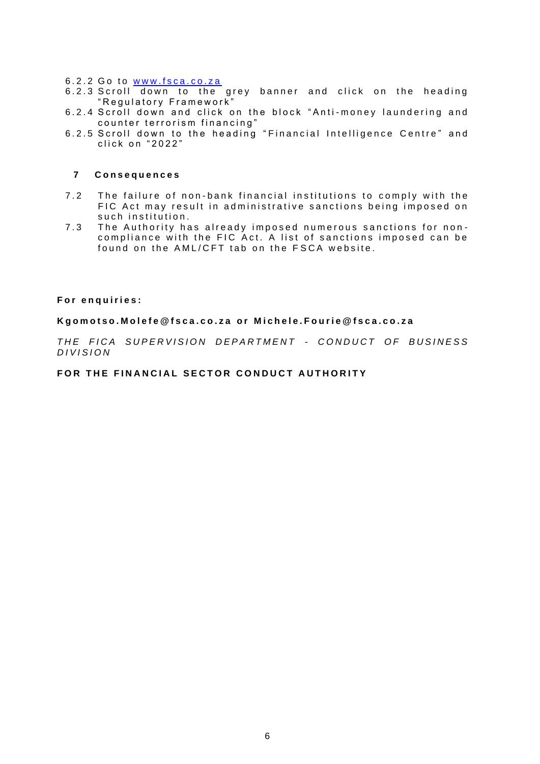6.2.2 Go to [www.fsca.co.za](http://www.fsca.co.za)
6.2.3 Scroll down to the grey banner and click on the heading "Regulatory Framework"
6.2.4 Scroll down and click on the block "Anti-money laundering and counter terrorism financing"
6.2.5 Scroll down to the heading "Financial Intelligence Centre" and click on "2022"

## 7 Consequences

7.2 The failure of non-bank financial institutions to comply with the FIC Act may result in administrative sanctions being imposed on such institution.

7.3 The Authority has already imposed numerous sanctions for non-compliance with the FIC Act. A list of sanctions imposed can be found on the AML/CFT tab on the FSCA website.

**For enquiries:**

**Kgomotso.Molefe@fsca.co.za or Michele.Fourie@fsca.co.za**

*THE FICA SUPERVISION DEPARTMENT - CONDUCT OF BUSINESS DIVISION*

**FOR THE FINANCIAL SECTOR CONDUCT AUTHORITY**